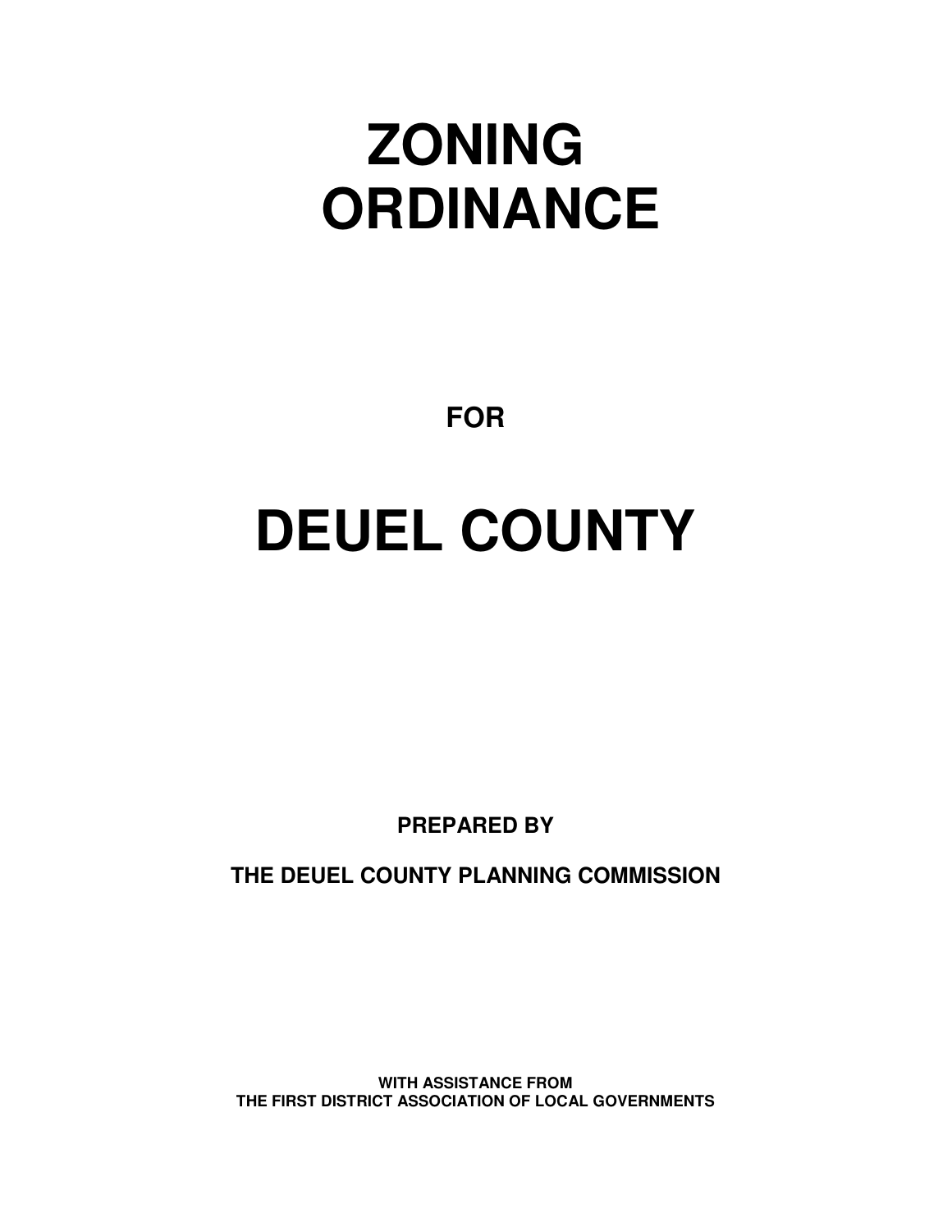# ZONING ORDINANCE

**FOR**

# DEUEL COUNTY

**PREPARED BY**

**THE DEUEL COUNTY PLANNING COMMISSION**

**WITH ASSISTANCE FROM**
**THE FIRST DISTRICT ASSOCIATION OF LOCAL GOVERNMENTS**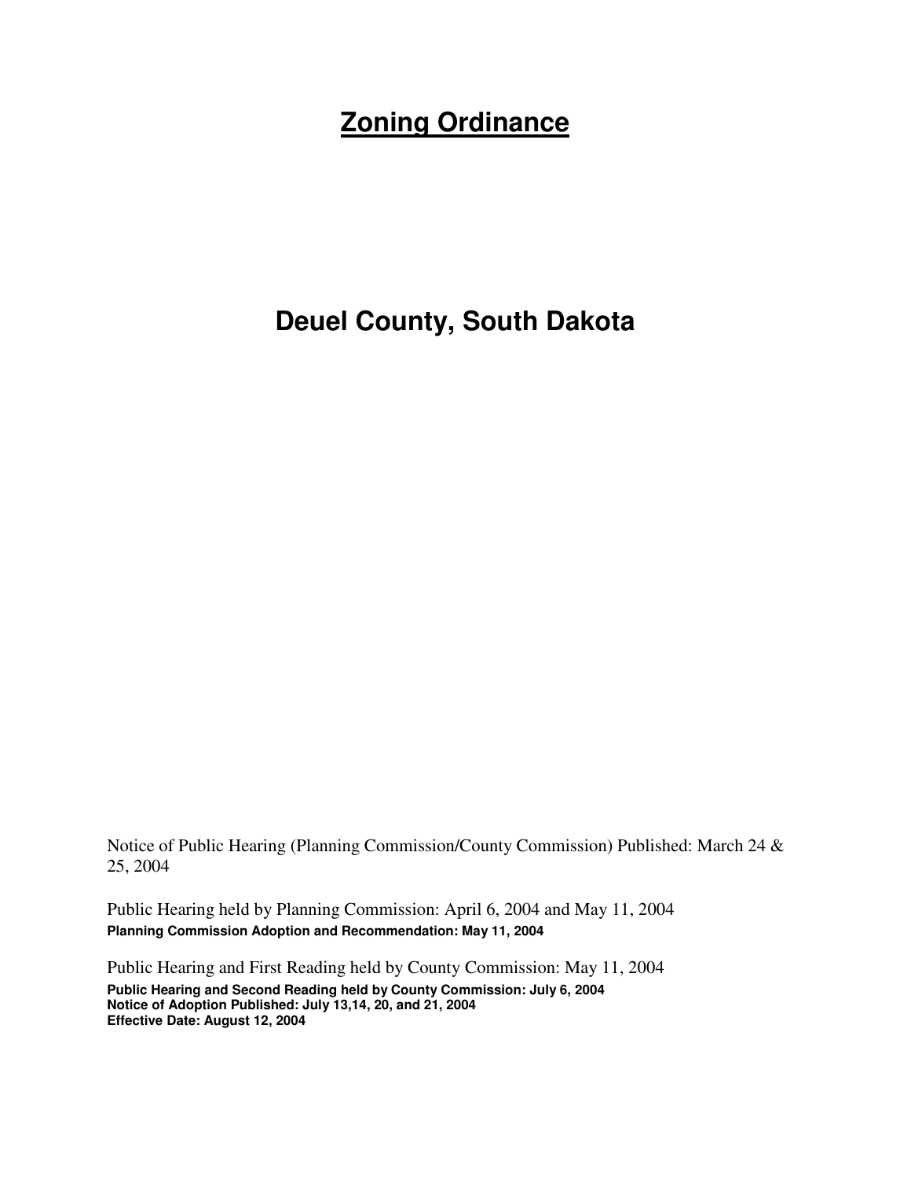# Zoning Ordinance

# Deuel County, South Dakota

Notice of Public Hearing (Planning Commission/County Commission) Published: March 24 & 25, 2004

Public Hearing held by Planning Commission: April 6, 2004 and May 11, 2004
**Planning Commission Adoption and Recommendation: May 11, 2004**

Public Hearing and First Reading held by County Commission: May 11, 2004
**Public Hearing and Second Reading held by County Commission: July 6, 2004**
**Notice of Adoption Published: July 13,14, 20, and 21, 2004**
**Effective Date: August 12, 2004**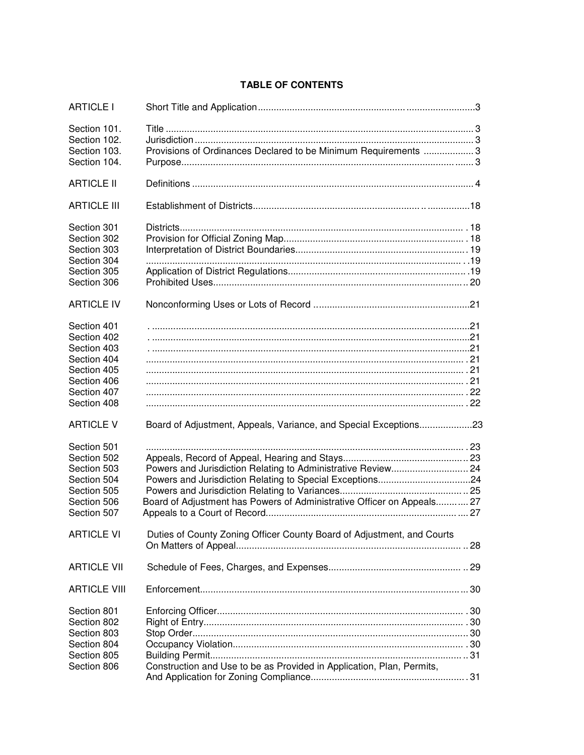## TABLE OF CONTENTS

| | | |
|---|---|---|
| ARTICLE I | Short Title and Application | 3 |
| Section 101. | Title | 3 |
| Section 102. | Jurisdiction | 3 |
| Section 103. | Provisions of Ordinances Declared to be Minimum Requirements | 3 |
| Section 104. | Purpose | 3 |
| ARTICLE II | Definitions | 4 |
| ARTICLE III | Establishment of Districts | 18 |
| Section 301 | Districts | 18 |
| Section 302 | Provision for Official Zoning Map | 18 |
| Section 303 | Interpretation of District Boundaries | 19 |
| Section 304 | | 19 |
| Section 305 | Application of District Regulations | 19 |
| Section 306 | Prohibited Uses | 20 |
| ARTICLE IV | Nonconforming Uses or Lots of Record | 21 |
| Section 401 | | 21 |
| Section 402 | | 21 |
| Section 403 | | 21 |
| Section 404 | | 21 |
| Section 405 | | 21 |
| Section 406 | | 21 |
| Section 407 | | 22 |
| Section 408 | | 22 |
| ARTICLE V | Board of Adjustment, Appeals, Variance, and Special Exceptions | 23 |
| Section 501 | | 23 |
| Section 502 | Appeals, Record of Appeal, Hearing and Stays | 23 |
| Section 503 | Powers and Jurisdiction Relating to Administrative Review | 24 |
| Section 504 | Powers and Jurisdiction Relating to Special Exceptions | 24 |
| Section 505 | Powers and Jurisdiction Relating to Variances | 25 |
| Section 506 | Board of Adjustment has Powers of Administrative Officer on Appeals | 27 |
| Section 507 | Appeals to a Court of Record | 27 |
| ARTICLE VI | Duties of County Zoning Officer County Board of Adjustment, and Courts On Matters of Appeal | 28 |
| ARTICLE VII | Schedule of Fees, Charges, and Expenses | 29 |
| ARTICLE VIII | Enforcement | 30 |
| Section 801 | Enforcing Officer | 30 |
| Section 802 | Right of Entry | 30 |
| Section 803 | Stop Order | 30 |
| Section 804 | Occupancy Violation | 30 |
| Section 805 | Building Permit | 31 |
| Section 806 | Construction and Use to be as Provided in Application, Plan, Permits, And Application for Zoning Compliance | 31 |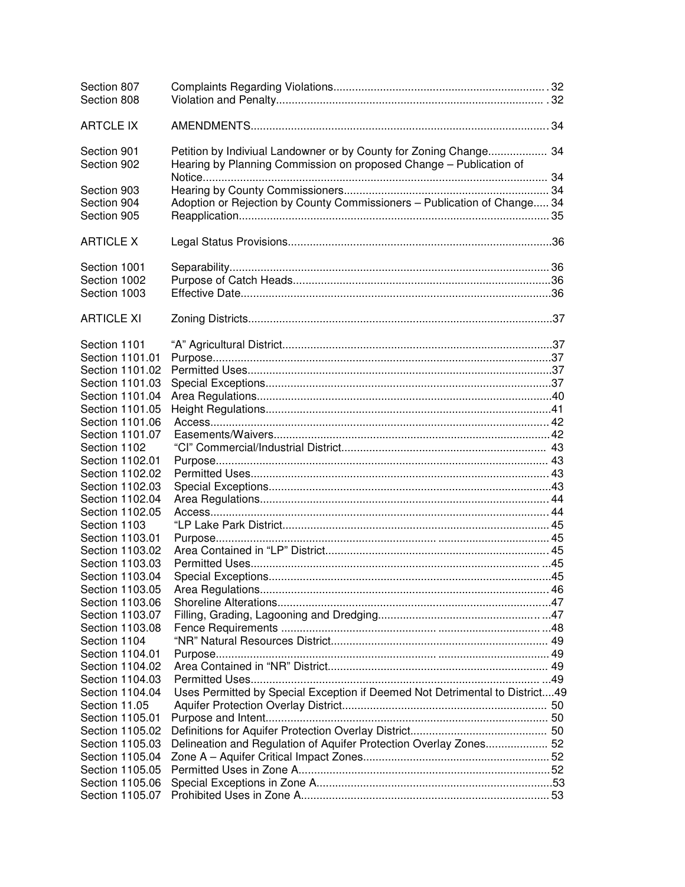| | | |
|---|---|---|
| Section 807 | Complaints Regarding Violations | 32 |
| Section 808 | Violation and Penalty | 32 |
| | | |
| ARTCLE IX | AMENDMENTS | 34 |
| | | |
| Section 901 | Petition by Indiviual Landowner or by County for Zoning Change | 34 |
| Section 902 | Hearing by Planning Commission on proposed Change – Publication of Notice | 34 |
| Section 903 | Hearing by County Commissioners | 34 |
| Section 904 | Adoption or Rejection by County Commissioners – Publication of Change | 34 |
| Section 905 | Reapplication | 35 |
| | | |
| ARTICLE X | Legal Status Provisions | 36 |
| | | |
| Section 1001 | Separability | 36 |
| Section 1002 | Purpose of Catch Heads | 36 |
| Section 1003 | Effective Date | 36 |
| | | |
| ARTICLE XI | Zoning Districts | 37 |
| | | |
| Section 1101 | "A" Agricultural District | 37 |
| Section 1101.01 | Purpose | 37 |
| Section 1101.02 | Permitted Uses | 37 |
| Section 1101.03 | Special Exceptions | 37 |
| Section 1101.04 | Area Regulations | 40 |
| Section 1101.05 | Height Regulations | 41 |
| Section 1101.06 | Access | 42 |
| Section 1101.07 | Easements/Waivers | 42 |
| Section 1102 | "CI" Commercial/Industrial District | 43 |
| Section 1102.01 | Purpose | 43 |
| Section 1102.02 | Permitted Uses | 43 |
| Section 1102.03 | Special Exceptions | 43 |
| Section 1102.04 | Area Regulations | 44 |
| Section 1102.05 | Access | 44 |
| Section 1103 | "LP Lake Park District | 45 |
| Section 1103.01 | Purpose | 45 |
| Section 1103.02 | Area Contained in "LP" District | 45 |
| Section 1103.03 | Permitted Uses | 45 |
| Section 1103.04 | Special Exceptions | 45 |
| Section 1103.05 | Area Regulations | 46 |
| Section 1103.06 | Shoreline Alterations | 47 |
| Section 1103.07 | Filling, Grading, Lagooning and Dredging | 47 |
| Section 1103.08 | Fence Requirements | 48 |
| Section 1104 | "NR" Natural Resources District | 49 |
| Section 1104.01 | Purpose | 49 |
| Section 1104.02 | Area Contained in "NR" District | 49 |
| Section 1104.03 | Permitted Uses | 49 |
| Section 1104.04 | Uses Permitted by Special Exception if Deemed Not Detrimental to District | 49 |
| Section 11.05 | Aquifer Protection Overlay District | 50 |
| Section 1105.01 | Purpose and Intent | 50 |
| Section 1105.02 | Definitions for Aquifer Protection Overlay District | 50 |
| Section 1105.03 | Delineation and Regulation of Aquifer Protection Overlay Zones | 52 |
| Section 1105.04 | Zone A – Aquifer Critical Impact Zones | 52 |
| Section 1105.05 | Permitted Uses in Zone A | 52 |
| Section 1105.06 | Special Exceptions in Zone A | 53 |
| Section 1105.07 | Prohibited Uses in Zone A | 53 |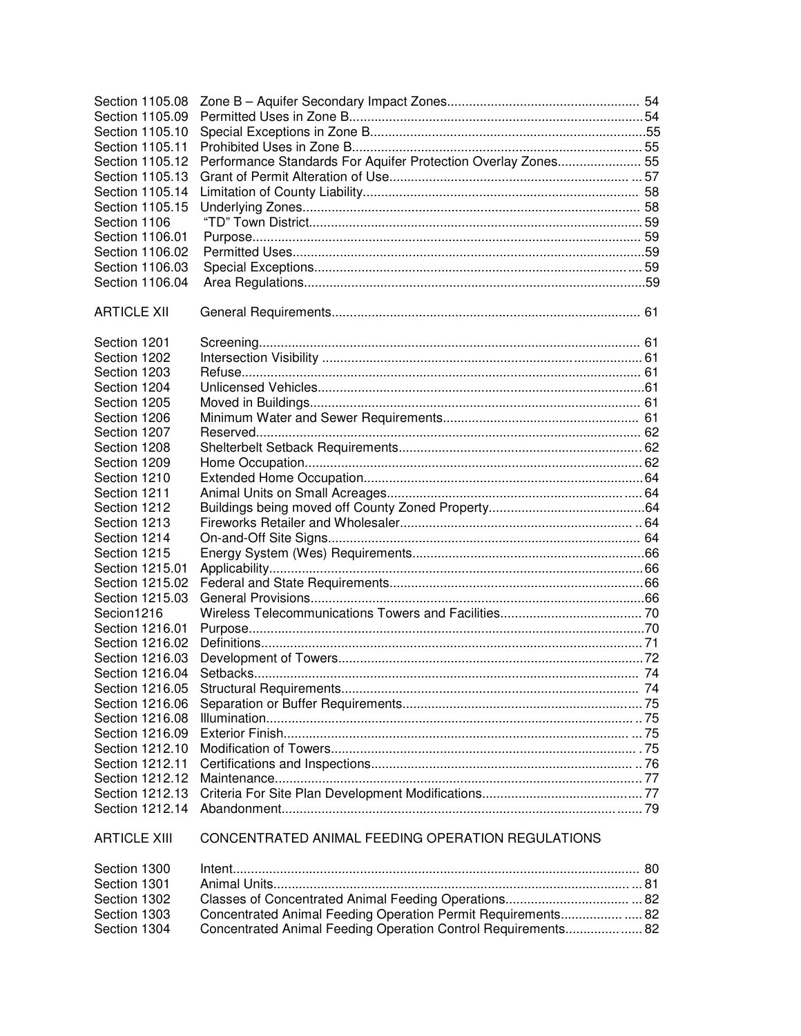| | | |
|---|---|---|
| Section 1105.08 | Zone B – Aquifer Secondary Impact Zones | 54 |
| Section 1105.09 | Permitted Uses in Zone B | 54 |
| Section 1105.10 | Special Exceptions in Zone B | 55 |
| Section 1105.11 | Prohibited Uses in Zone B | 55 |
| Section 1105.12 | Performance Standards For Aquifer Protection Overlay Zones | 55 |
| Section 1105.13 | Grant of Permit Alteration of Use | 57 |
| Section 1105.14 | Limitation of County Liability | 58 |
| Section 1105.15 | Underlying Zones | 58 |
| Section 1106 | "TD" Town District | 59 |
| Section 1106.01 | Purpose | 59 |
| Section 1106.02 | Permitted Uses | 59 |
| Section 1106.03 | Special Exceptions | 59 |
| Section 1106.04 | Area Regulations | 59 |
| ARTICLE XII | General Requirements | 61 |
| Section 1201 | Screening | 61 |
| Section 1202 | Intersection Visibility | 61 |
| Section 1203 | Refuse | 61 |
| Section 1204 | Unlicensed Vehicles | 61 |
| Section 1205 | Moved in Buildings | 61 |
| Section 1206 | Minimum Water and Sewer Requirements | 61 |
| Section 1207 | Reserved | 62 |
| Section 1208 | Shelterbelt Setback Requirements | 62 |
| Section 1209 | Home Occupation | 62 |
| Section 1210 | Extended Home Occupation | 64 |
| Section 1211 | Animal Units on Small Acreages | 64 |
| Section 1212 | Buildings being moved off County Zoned Property | 64 |
| Section 1213 | Fireworks Retailer and Wholesaler | 64 |
| Section 1214 | On-and-Off Site Signs | 64 |
| Section 1215 | Energy System (Wes) Requirements | 66 |
| Section 1215.01 | Applicability | 66 |
| Section 1215.02 | Federal and State Requirements | 66 |
| Section 1215.03 | General Provisions | 66 |
| Secion1216 | Wireless Telecommunications Towers and Facilities | 70 |
| Section 1216.01 | Purpose | 70 |
| Section 1216.02 | Definitions | 71 |
| Section 1216.03 | Development of Towers | 72 |
| Section 1216.04 | Setbacks | 74 |
| Section 1216.05 | Structural Requirements | 74 |
| Section 1216.06 | Separation or Buffer Requirements | 75 |
| Section 1216.08 | Illumination | 75 |
| Section 1216.09 | Exterior Finish | 75 |
| Section 1212.10 | Modification of Towers | 75 |
| Section 1212.11 | Certifications and Inspections | 76 |
| Section 1212.12 | Maintenance | 77 |
| Section 1212.13 | Criteria For Site Plan Development Modifications | 77 |
| Section 1212.14 | Abandonment | 79 |
| ARTICLE XIII | CONCENTRATED ANIMAL FEEDING OPERATION REGULATIONS | |
| Section 1300 | Intent | 80 |
| Section 1301 | Animal Units | 81 |
| Section 1302 | Classes of Concentrated Animal Feeding Operations | 82 |
| Section 1303 | Concentrated Animal Feeding Operation Permit Requirements | 82 |
| Section 1304 | Concentrated Animal Feeding Operation Control Requirements | 82 |